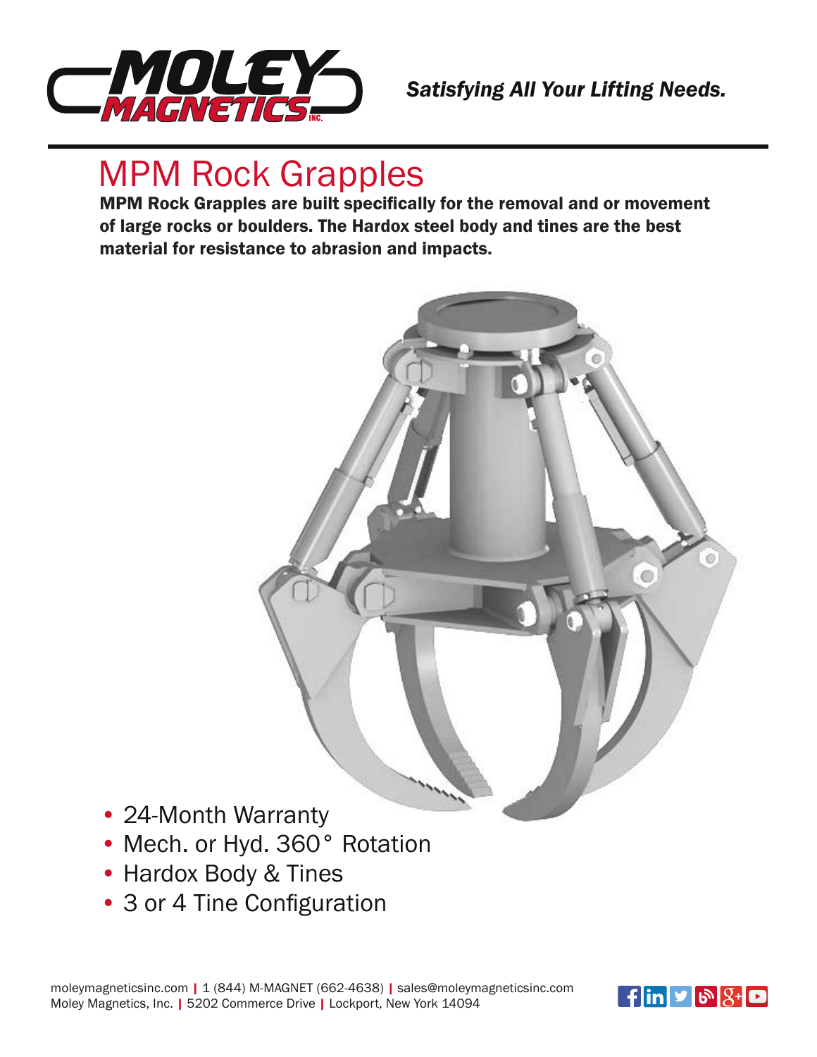*Satisfying All Your Lifting Needs.*

# MPM Rock Grapples

**MPM Rock Grapples are built specifically for the removal and or movement of large rocks or boulders. The Hardox steel body and tines are the best material for resistance to abrasion and impacts.**

- 24-Month Warranty
- Mech. or Hyd. 360° Rotation
- Hardox Body & Tines
- 3 or 4 Tine Configuration

moleymagneticsinc.com | 1 (844) M-MAGNET (662-4638) | sales@moleymagneticsinc.com
Moley Magnetics, Inc. | 5202 Commerce Drive | Lockport, New York 14094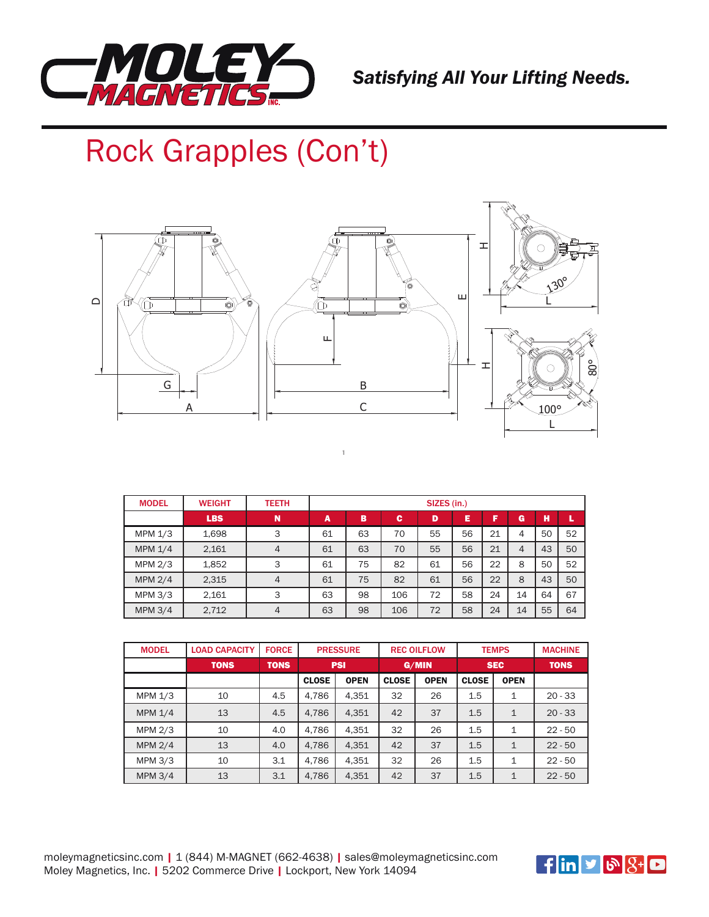*Satisfying All Your Lifting Needs.*

# Rock Grapples (Con't)

D
G
A
F
B
C
E
H
130°
L
H
80°
100°
L

| MODEL | WEIGHT | TEETH | SIZES (in.) | | | | | | | | |
|---|---|---|---|---|---|---|---|---|---|---|---|
| | LBS | N | A | B | C | D | E | F | G | H | L |
| MPM 1/3 | 1,698 | 3 | 61 | 63 | 70 | 55 | 56 | 21 | 4 | 50 | 52 |
| MPM 1/4 | 2,161 | 4 | 61 | 63 | 70 | 55 | 56 | 21 | 4 | 43 | 50 |
| MPM 2/3 | 1,852 | 3 | 61 | 75 | 82 | 61 | 56 | 22 | 8 | 50 | 52 |
| MPM 2/4 | 2,315 | 4 | 61 | 75 | 82 | 61 | 56 | 22 | 8 | 43 | 50 |
| MPM 3/3 | 2,161 | 3 | 63 | 98 | 106 | 72 | 58 | 24 | 14 | 64 | 67 |
| MPM 3/4 | 2,712 | 4 | 63 | 98 | 106 | 72 | 58 | 24 | 14 | 55 | 64 |

| MODEL | LOAD CAPACITY | FORCE | PRESSURE | | REC OILFLOW | | TEMPS | | MACHINE |
|---|---|---|---|---|---|---|---|---|---|
| | TONS | TONS | PSI | | G/MIN | | SEC | | TONS |
| | | | CLOSE | OPEN | CLOSE | OPEN | CLOSE | OPEN | |
| MPM 1/3 | 10 | 4.5 | 4,786 | 4,351 | 32 | 26 | 1.5 | 1 | 20 - 33 |
| MPM 1/4 | 13 | 4.5 | 4,786 | 4,351 | 42 | 37 | 1.5 | 1 | 20 - 33 |
| MPM 2/3 | 10 | 4.0 | 4,786 | 4,351 | 32 | 26 | 1.5 | 1 | 22 - 50 |
| MPM 2/4 | 13 | 4.0 | 4,786 | 4,351 | 42 | 37 | 1.5 | 1 | 22 - 50 |
| MPM 3/3 | 10 | 3.1 | 4,786 | 4,351 | 32 | 26 | 1.5 | 1 | 22 - 50 |
| MPM 3/4 | 13 | 3.1 | 4,786 | 4,351 | 42 | 37 | 1.5 | 1 | 22 - 50 |

moleymagneticsinc.com | 1 (844) M-MAGNET (662-4638) | sales@moleymagneticsinc.com
Moley Magnetics, Inc. | 5202 Commerce Drive | Lockport, New York 14094